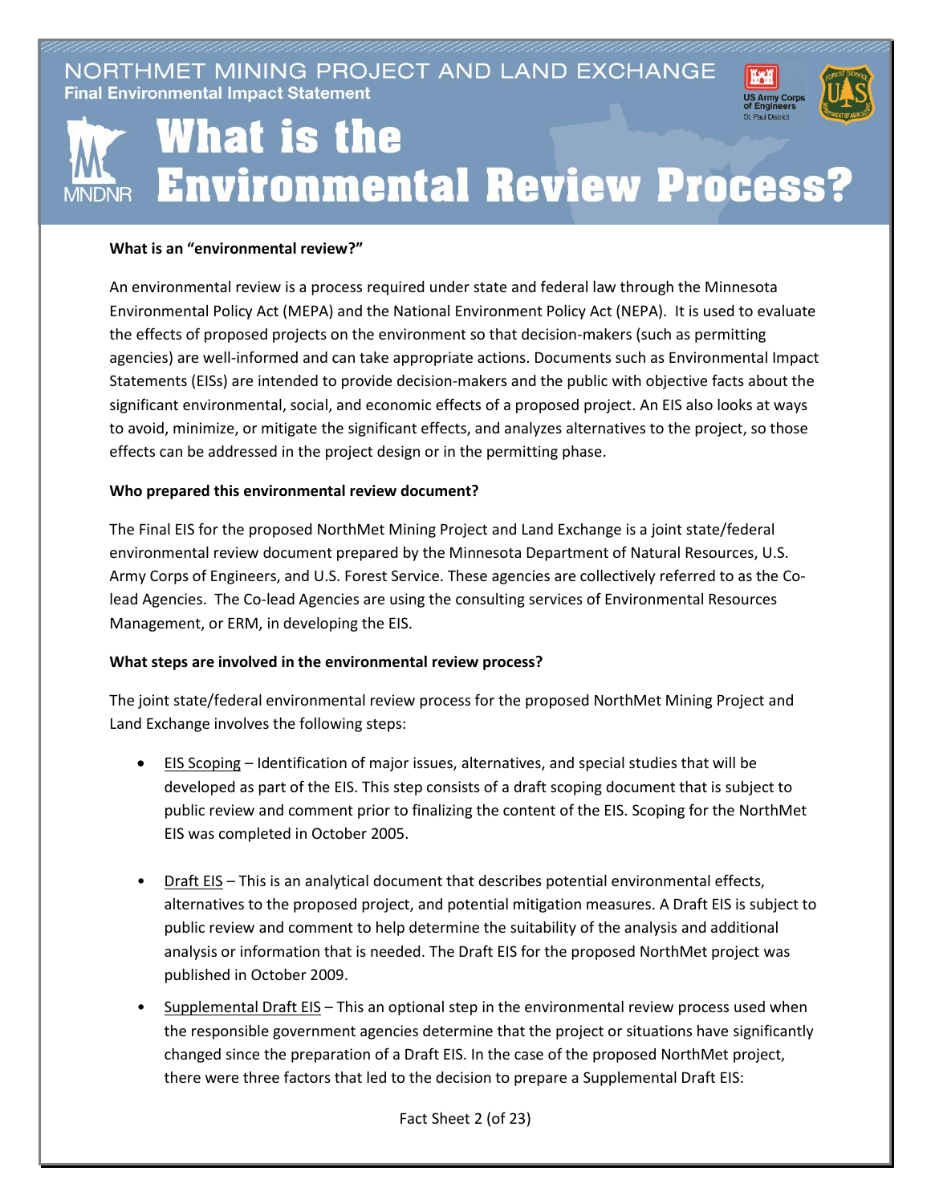NORTHMET MINING PROJECT AND LAND EXCHANGE
Final Environmental Impact Statement

# What is the Environmental Review Process?

**What is an "environmental review?"**

An environmental review is a process required under state and federal law through the Minnesota Environmental Policy Act (MEPA) and the National Environment Policy Act (NEPA). It is used to evaluate the effects of proposed projects on the environment so that decision-makers (such as permitting agencies) are well-informed and can take appropriate actions. Documents such as Environmental Impact Statements (EISs) are intended to provide decision-makers and the public with objective facts about the significant environmental, social, and economic effects of a proposed project. An EIS also looks at ways to avoid, minimize, or mitigate the significant effects, and analyzes alternatives to the project, so those effects can be addressed in the project design or in the permitting phase.

**Who prepared this environmental review document?**

The Final EIS for the proposed NorthMet Mining Project and Land Exchange is a joint state/federal environmental review document prepared by the Minnesota Department of Natural Resources, U.S. Army Corps of Engineers, and U.S. Forest Service. These agencies are collectively referred to as the Co-lead Agencies. The Co-lead Agencies are using the consulting services of Environmental Resources Management, or ERM, in developing the EIS.

**What steps are involved in the environmental review process?**

The joint state/federal environmental review process for the proposed NorthMet Mining Project and Land Exchange involves the following steps:

- EIS Scoping – Identification of major issues, alternatives, and special studies that will be developed as part of the EIS. This step consists of a draft scoping document that is subject to public review and comment prior to finalizing the content of the EIS. Scoping for the NorthMet EIS was completed in October 2005.

- Draft EIS – This is an analytical document that describes potential environmental effects, alternatives to the proposed project, and potential mitigation measures. A Draft EIS is subject to public review and comment to help determine the suitability of the analysis and additional analysis or information that is needed. The Draft EIS for the proposed NorthMet project was published in October 2009.

- Supplemental Draft EIS – This an optional step in the environmental review process used when the responsible government agencies determine that the project or situations have significantly changed since the preparation of a Draft EIS. In the case of the proposed NorthMet project, there were three factors that led to the decision to prepare a Supplemental Draft EIS: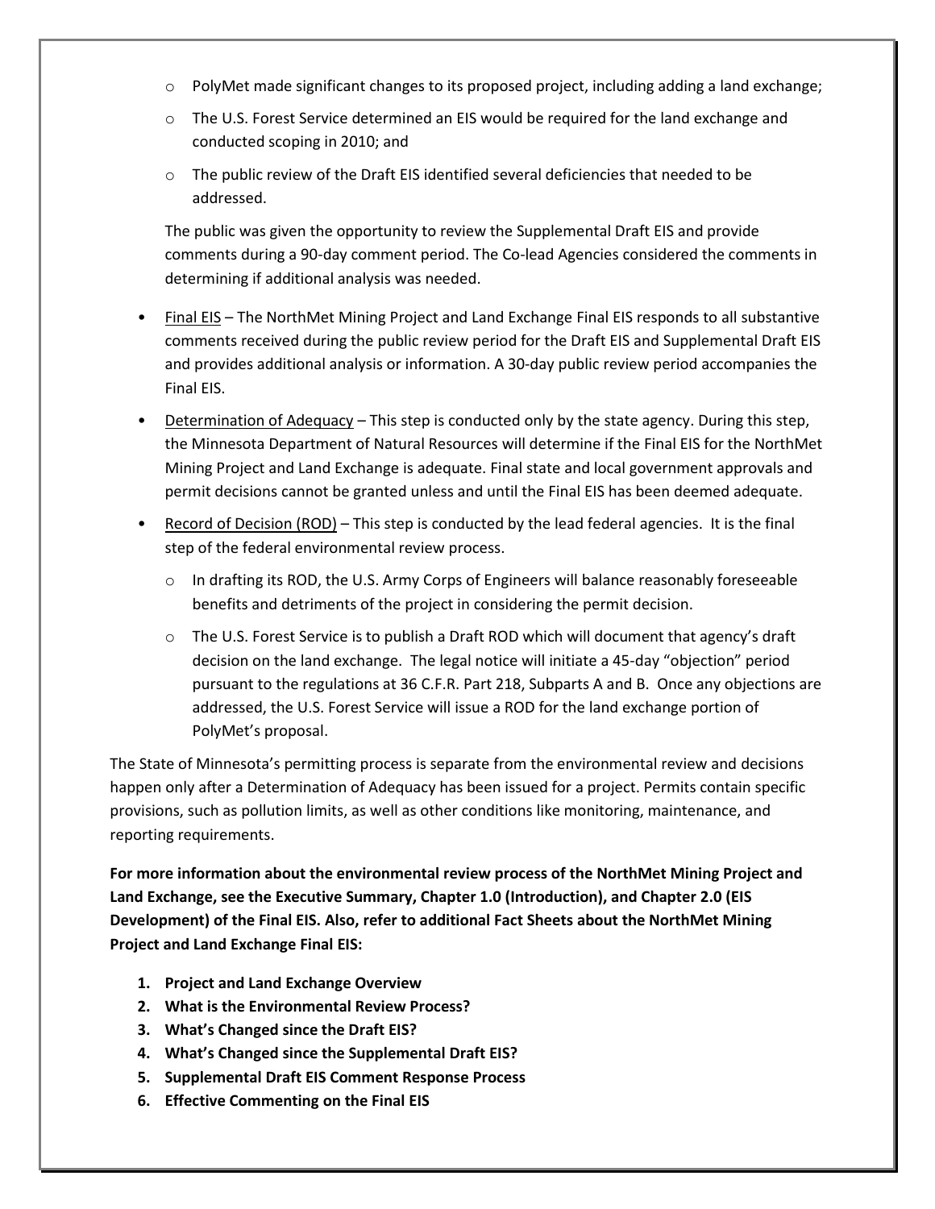- PolyMet made significant changes to its proposed project, including adding a land exchange;
  - The U.S. Forest Service determined an EIS would be required for the land exchange and conducted scoping in 2010; and
  - The public review of the Draft EIS identified several deficiencies that needed to be addressed.

  The public was given the opportunity to review the Supplemental Draft EIS and provide comments during a 90-day comment period. The Co-lead Agencies considered the comments in determining if additional analysis was needed.

- <u>Final EIS</u> – The NorthMet Mining Project and Land Exchange Final EIS responds to all substantive comments received during the public review period for the Draft EIS and Supplemental Draft EIS and provides additional analysis or information. A 30-day public review period accompanies the Final EIS.
- <u>Determination of Adequacy</u> – This step is conducted only by the state agency. During this step, the Minnesota Department of Natural Resources will determine if the Final EIS for the NorthMet Mining Project and Land Exchange is adequate. Final state and local government approvals and permit decisions cannot be granted unless and until the Final EIS has been deemed adequate.
- <u>Record of Decision (ROD)</u> – This step is conducted by the lead federal agencies. It is the final step of the federal environmental review process.
  - In drafting its ROD, the U.S. Army Corps of Engineers will balance reasonably foreseeable benefits and detriments of the project in considering the permit decision.
  - The U.S. Forest Service is to publish a Draft ROD which will document that agency's draft decision on the land exchange. The legal notice will initiate a 45-day "objection" period pursuant to the regulations at 36 C.F.R. Part 218, Subparts A and B. Once any objections are addressed, the U.S. Forest Service will issue a ROD for the land exchange portion of PolyMet's proposal.

The State of Minnesota's permitting process is separate from the environmental review and decisions happen only after a Determination of Adequacy has been issued for a project. Permits contain specific provisions, such as pollution limits, as well as other conditions like monitoring, maintenance, and reporting requirements.

**For more information about the environmental review process of the NorthMet Mining Project and Land Exchange, see the Executive Summary, Chapter 1.0 (Introduction), and Chapter 2.0 (EIS Development) of the Final EIS. Also, refer to additional Fact Sheets about the NorthMet Mining Project and Land Exchange Final EIS:**

1. **Project and Land Exchange Overview**
2. **What is the Environmental Review Process?**
3. **What's Changed since the Draft EIS?**
4. **What's Changed since the Supplemental Draft EIS?**
5. **Supplemental Draft EIS Comment Response Process**
6. **Effective Commenting on the Final EIS**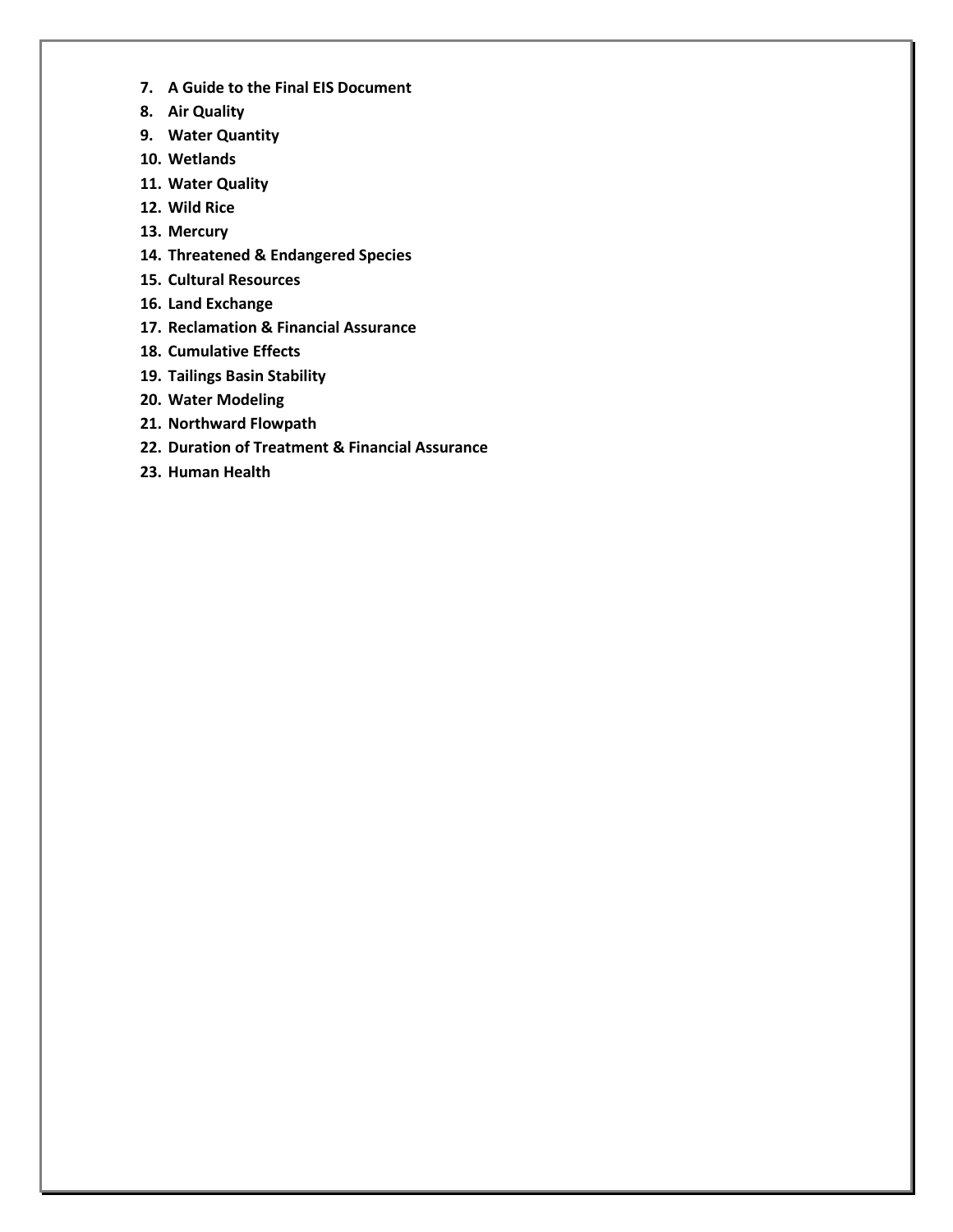7. **A Guide to the Final EIS Document**
8. **Air Quality**
9. **Water Quantity**
10. **Wetlands**
11. **Water Quality**
12. **Wild Rice**
13. **Mercury**
14. **Threatened & Endangered Species**
15. **Cultural Resources**
16. **Land Exchange**
17. **Reclamation & Financial Assurance**
18. **Cumulative Effects**
19. **Tailings Basin Stability**
20. **Water Modeling**
21. **Northward Flowpath**
22. **Duration of Treatment & Financial Assurance**
23. **Human Health**